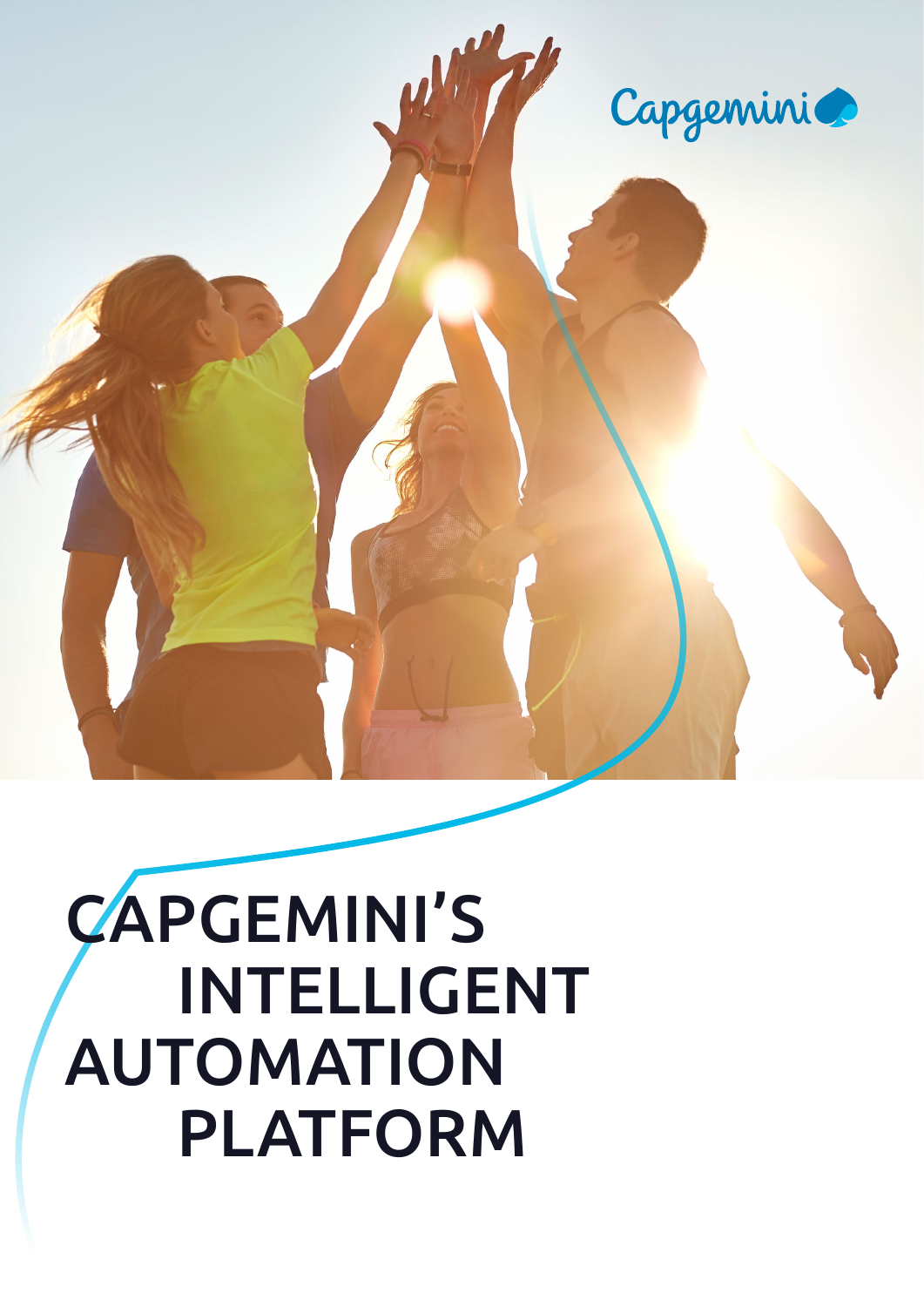Capgemini

# CAPGEMINI'S INTELLIGENT AUTOMATION PLATFORM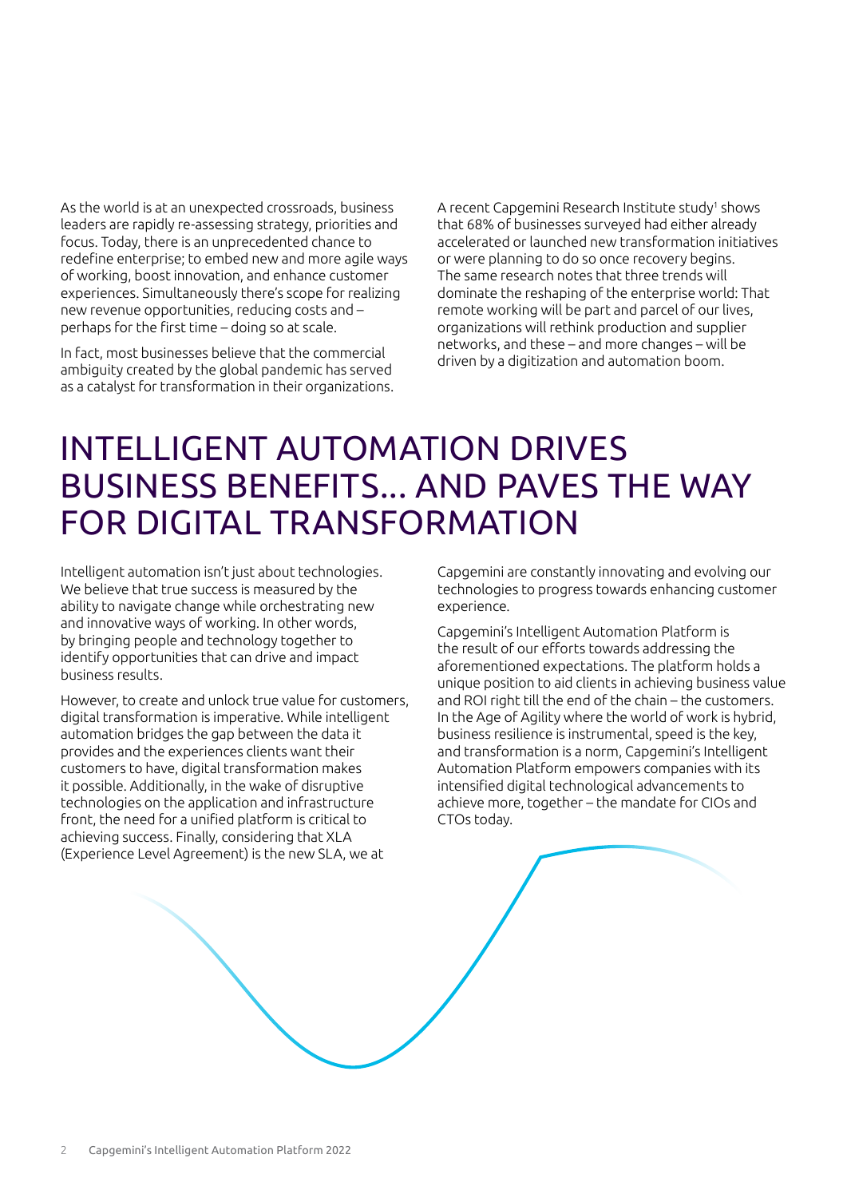As the world is at an unexpected crossroads, business leaders are rapidly re-assessing strategy, priorities and focus. Today, there is an unprecedented chance to redefine enterprise; to embed new and more agile ways of working, boost innovation, and enhance customer experiences. Simultaneously there's scope for realizing new revenue opportunities, reducing costs and – perhaps for the first time – doing so at scale.

In fact, most businesses believe that the commercial ambiguity created by the global pandemic has served as a catalyst for transformation in their organizations.

A recent Capgemini Research Institute study[1] shows that 68% of businesses surveyed had either already accelerated or launched new transformation initiatives or were planning to do so once recovery begins. The same research notes that three trends will dominate the reshaping of the enterprise world: That remote working will be part and parcel of our lives, organizations will rethink production and supplier networks, and these – and more changes – will be driven by a digitization and automation boom.

# INTELLIGENT AUTOMATION DRIVES BUSINESS BENEFITS... AND PAVES THE WAY FOR DIGITAL TRANSFORMATION

Intelligent automation isn't just about technologies. We believe that true success is measured by the ability to navigate change while orchestrating new and innovative ways of working. In other words, by bringing people and technology together to identify opportunities that can drive and impact business results.

However, to create and unlock true value for customers, digital transformation is imperative. While intelligent automation bridges the gap between the data it provides and the experiences clients want their customers to have, digital transformation makes it possible. Additionally, in the wake of disruptive technologies on the application and infrastructure front, the need for a unified platform is critical to achieving success. Finally, considering that XLA (Experience Level Agreement) is the new SLA, we at Capgemini are constantly innovating and evolving our technologies to progress towards enhancing customer experience.

Capgemini's Intelligent Automation Platform is the result of our efforts towards addressing the aforementioned expectations. The platform holds a unique position to aid clients in achieving business value and ROI right till the end of the chain – the customers. In the Age of Agility where the world of work is hybrid, business resilience is instrumental, speed is the key, and transformation is a norm, Capgemini's Intelligent Automation Platform empowers companies with its intensified digital technological advancements to achieve more, together – the mandate for CIOs and CTOs today.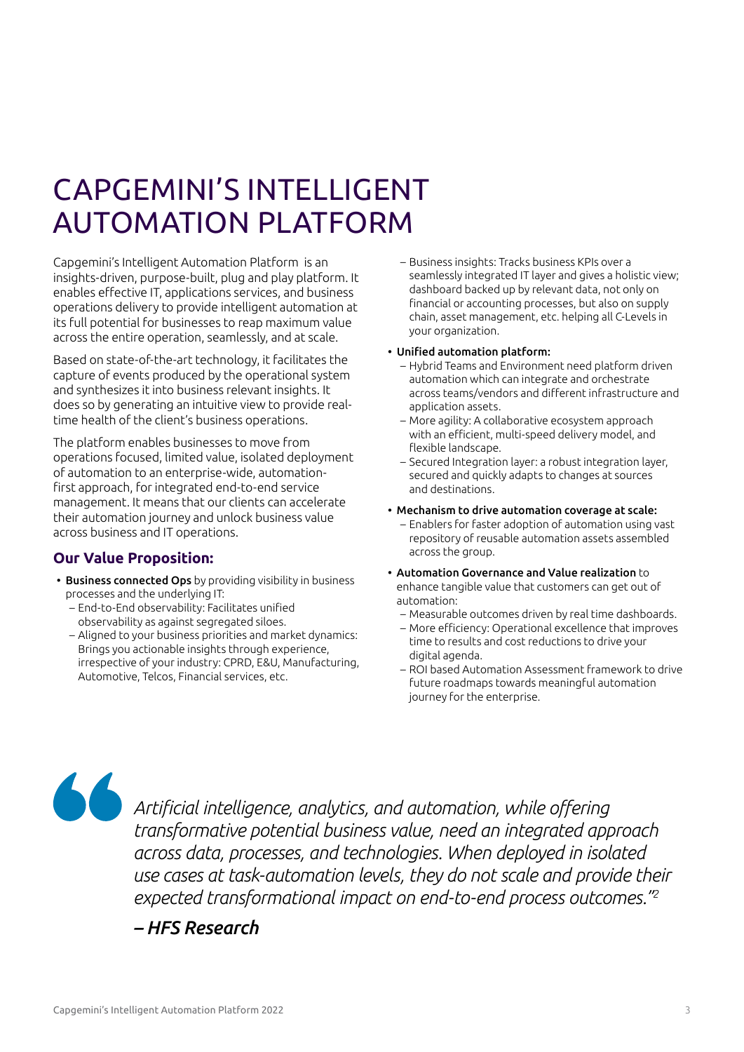# CAPGEMINI'S INTELLIGENT AUTOMATION PLATFORM

Capgemini's Intelligent Automation Platform is an insights-driven, purpose-built, plug and play platform. It enables effective IT, applications services, and business operations delivery to provide intelligent automation at its full potential for businesses to reap maximum value across the entire operation, seamlessly, and at scale.

Based on state-of-the-art technology, it facilitates the capture of events produced by the operational system and synthesizes it into business relevant insights. It does so by generating an intuitive view to provide real-time health of the client's business operations.

The platform enables businesses to move from operations focused, limited value, isolated deployment of automation to an enterprise-wide, automation-first approach, for integrated end-to-end service management. It means that our clients can accelerate their automation journey and unlock business value across business and IT operations.

## Our Value Proposition:

- **Business connected Ops** by providing visibility in business processes and the underlying IT:
  - End-to-End observability: Facilitates unified observability as against segregated siloes.
  - Aligned to your business priorities and market dynamics: Brings you actionable insights through experience, irrespective of your industry: CPRD, E&U, Manufacturing, Automotive, Telcos, Financial services, etc.
  - Business insights: Tracks business KPIs over a seamlessly integrated IT layer and gives a holistic view; dashboard backed up by relevant data, not only on financial or accounting processes, but also on supply chain, asset management, etc. helping all C-Levels in your organization.
- **Unified automation platform:**
  - Hybrid Teams and Environment need platform driven automation which can integrate and orchestrate across teams/vendors and different infrastructure and application assets.
  - More agility: A collaborative ecosystem approach with an efficient, multi-speed delivery model, and flexible landscape.
  - Secured Integration layer: a robust integration layer, secured and quickly adapts to changes at sources and destinations.
- **Mechanism to drive automation coverage at scale:**
  - Enablers for faster adoption of automation using vast repository of reusable automation assets assembled across the group.
- **Automation Governance and Value realization** to enhance tangible value that customers can get out of automation:
  - Measurable outcomes driven by real time dashboards.
  - More efficiency: Operational excellence that improves time to results and cost reductions to drive your digital agenda.
  - ROI based Automation Assessment framework to drive future roadmaps towards meaningful automation journey for the enterprise.

> *Artificial intelligence, analytics, and automation, while offering transformative potential business value, need an integrated approach across data, processes, and technologies. When deployed in isolated use cases at task-automation levels, they do not scale and provide their expected transformational impact on end-to-end process outcomes."[2]*
>
> ***– HFS Research***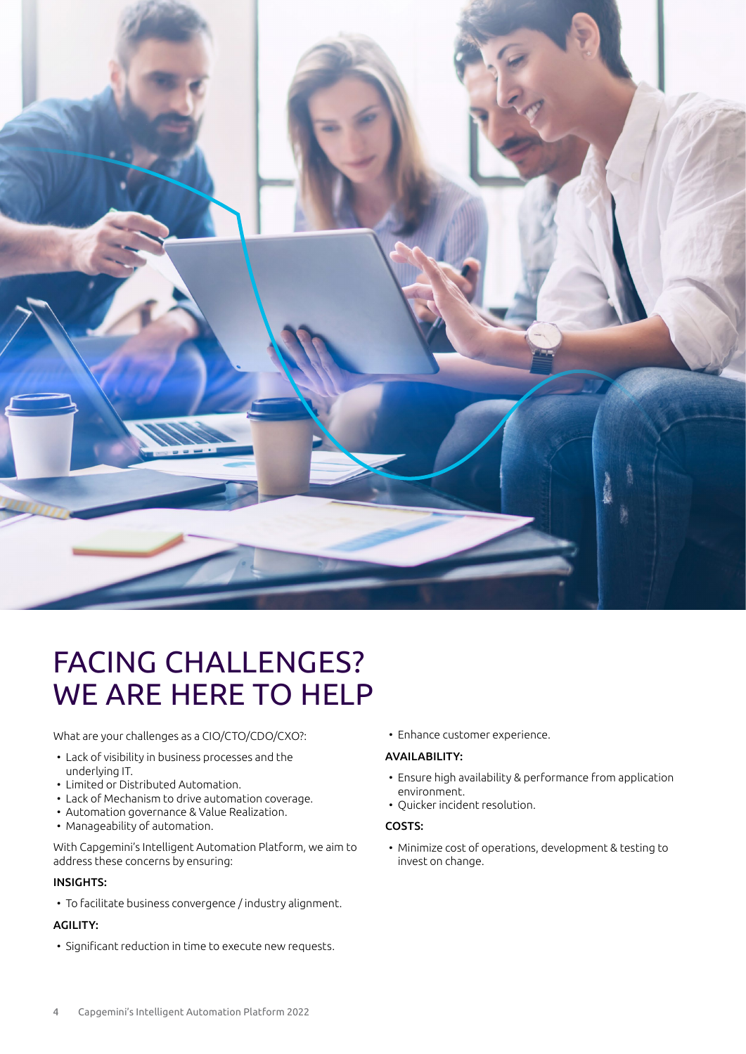# FACING CHALLENGES? WE ARE HERE TO HELP

What are your challenges as a CIO/CTO/CDO/CXO?:

- Lack of visibility in business processes and the underlying IT.
- Limited or Distributed Automation.
- Lack of Mechanism to drive automation coverage.
- Automation governance & Value Realization.
- Manageability of automation.

With Capgemini's Intelligent Automation Platform, we aim to address these concerns by ensuring:

### INSIGHTS:

- To facilitate business convergence / industry alignment.

### AGILITY:

- Significant reduction in time to execute new requests.
- Enhance customer experience.

### AVAILABILITY:

- Ensure high availability & performance from application environment.
- Quicker incident resolution.

### COSTS:

- Minimize cost of operations, development & testing to invest on change.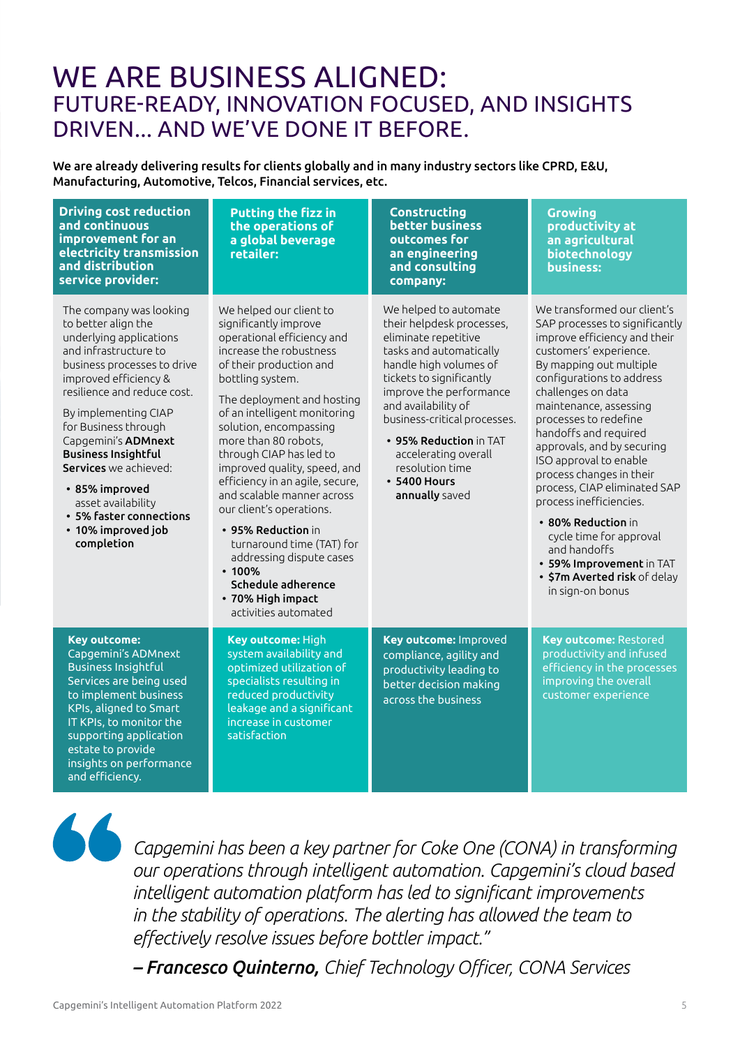# WE ARE BUSINESS ALIGNED:
## FUTURE-READY, INNOVATION FOCUSED, AND INSIGHTS DRIVEN… AND WE'VE DONE IT BEFORE.

**We are already delivering results for clients globally and in many industry sectors like CPRD, E&U, Manufacturing, Automotive, Telcos, Financial services, etc.**

### Driving cost reduction and continuous improvement for an electricity transmission and distribution service provider:

The company was looking to better align the underlying applications and infrastructure to business processes to drive improved efficiency & resilience and reduce cost.

By implementing CIAP for Business through Capgemini's **ADMnext Business Insightful Services** we achieved:

- **85% improved** asset availability
- **5% faster connections**
- **10% improved job completion**

**Key outcome:** Capgemini's ADMnext Business Insightful Services are being used to implement business KPIs, aligned to Smart IT KPIs, to monitor the supporting application estate to provide insights on performance and efficiency.

### Putting the fizz in the operations of a global beverage retailer:

We helped our client to significantly improve operational efficiency and increase the robustness of their production and bottling system.

The deployment and hosting of an intelligent monitoring solution, encompassing more than 80 robots, through CIAP has led to improved quality, speed, and efficiency in an agile, secure, and scalable manner across our client's operations.

- **95% Reduction** in turnaround time (TAT) for addressing dispute cases
- **100% Schedule adherence**
- **70% High impact** activities automated

**Key outcome:** High system availability and optimized utilization of specialists resulting in reduced productivity leakage and a significant increase in customer satisfaction

### Constructing better business outcomes for an engineering and consulting company:

We helped to automate their helpdesk processes, eliminate repetitive tasks and automatically handle high volumes of tickets to significantly improve the performance and availability of business-critical processes.

- **95% Reduction** in TAT accelerating overall resolution time
- **5400 Hours annually** saved

**Key outcome:** Improved compliance, agility and productivity leading to better decision making across the business

### Growing productivity at an agricultural biotechnology business:

We transformed our client's SAP processes to significantly improve efficiency and their customers' experience. By mapping out multiple configurations to address challenges on data maintenance, assessing processes to redefine handoffs and required approvals, and by securing ISO approval to enable process changes in their process, CIAP eliminated SAP process inefficiencies.

- **80% Reduction** in cycle time for approval and handoffs
- **59% Improvement** in TAT
- **$7m Averted risk** of delay in sign-on bonus

**Key outcome:** Restored productivity and infused efficiency in the processes improving the overall customer experience

> *Capgemini has been a key partner for Coke One (CONA) in transforming our operations through intelligent automation. Capgemini's cloud based intelligent automation platform has led to significant improvements in the stability of operations. The alerting has allowed the team to effectively resolve issues before bottler impact."*
>
> ***– Francesco Quinterno,*** *Chief Technology Officer, CONA Services*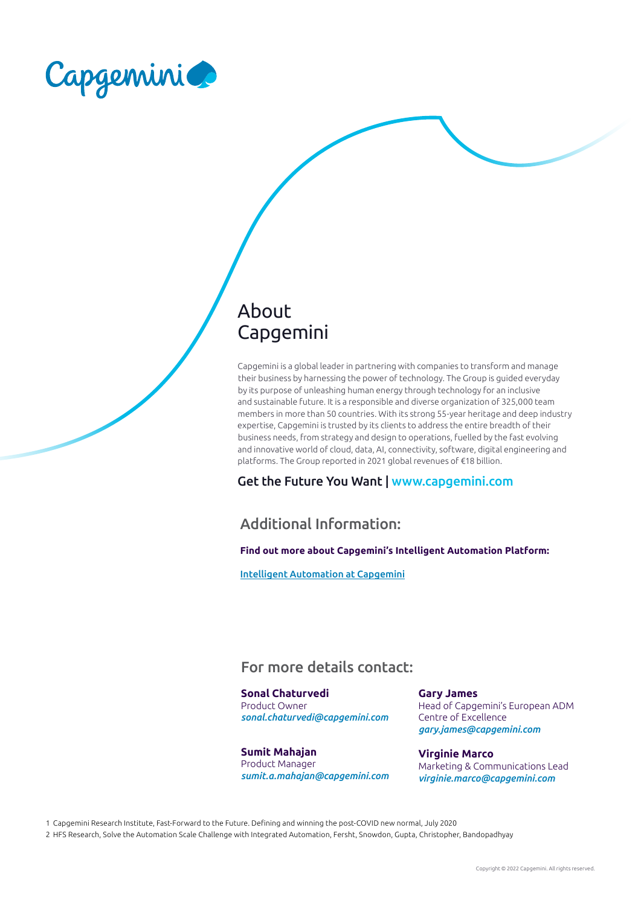# About Capgemini

Capgemini is a global leader in partnering with companies to transform and manage their business by harnessing the power of technology. The Group is guided everyday by its purpose of unleashing human energy through technology for an inclusive and sustainable future. It is a responsible and diverse organization of 325,000 team members in more than 50 countries. With its strong 55-year heritage and deep industry expertise, Capgemini is trusted by its clients to address the entire breadth of their business needs, from strategy and design to operations, fuelled by the fast evolving and innovative world of cloud, data, AI, connectivity, software, digital engineering and platforms. The Group reported in 2021 global revenues of €18 billion.

Get the Future You Want | www.capgemini.com

## Additional Information:

**Find out more about Capgemini's Intelligent Automation Platform:**

Intelligent Automation at Capgemini

## For more details contact:

**Sonal Chaturvedi**
Product Owner
*sonal.chaturvedi@capgemini.com*

**Sumit Mahajan**
Product Manager
*sumit.a.mahajan@capgemini.com*

**Gary James**
Head of Capgemini's European ADM Centre of Excellence
*gary.james@capgemini.com*

**Virginie Marco**
Marketing & Communications Lead
*virginie.marco@capgemini.com*

1 Capgemini Research Institute, Fast-Forward to the Future. Defining and winning the post-COVID new normal, July 2020

2 HFS Research, Solve the Automation Scale Challenge with Integrated Automation, Fersht, Snowdon, Gupta, Christopher, Bandopadhyay

Copyright © 2022 Capgemini. All rights reserved.